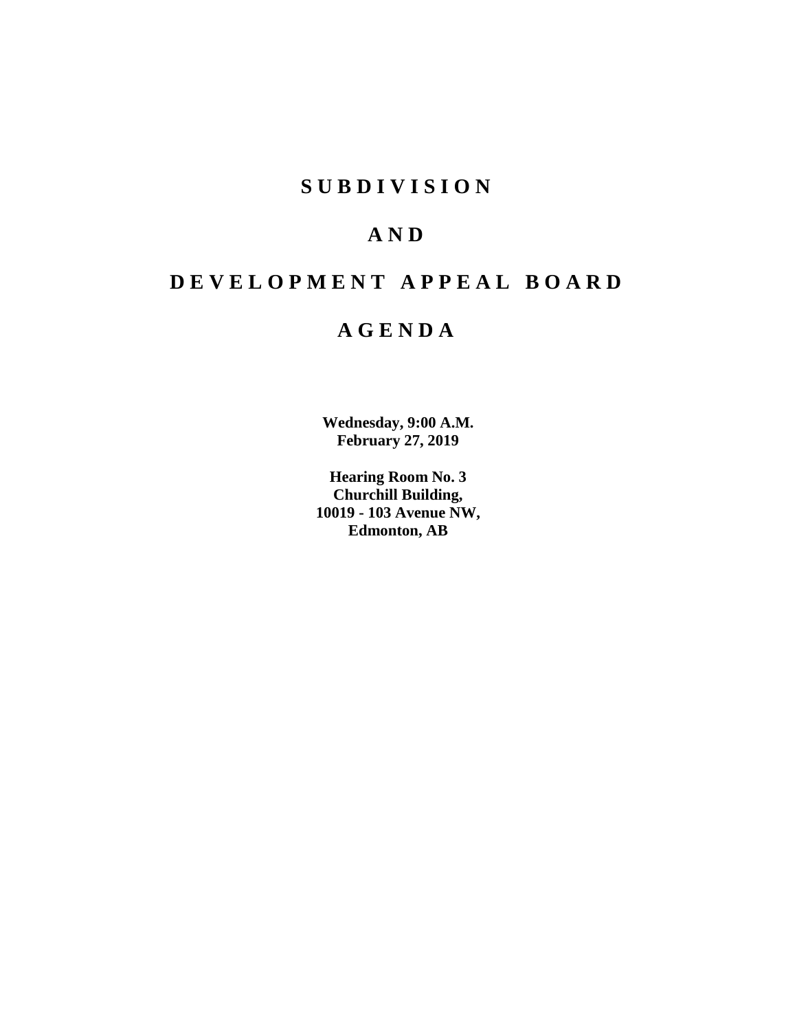# SUBDIVISION

# AND

# DEVELOPMENT APPEAL BOARD

# AGENDA

**Wednesday, 9:00 A.M.**
**February 27, 2019**

**Hearing Room No. 3**
**Churchill Building,**
**10019 - 103 Avenue NW,**
**Edmonton, AB**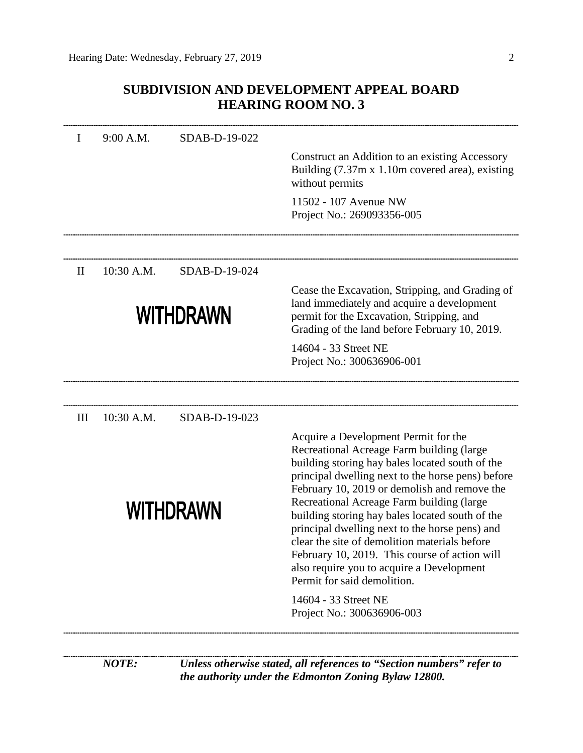## SUBDIVISION AND DEVELOPMENT APPEAL BOARD
## HEARING ROOM NO. 3

---

I 9:00 A.M. SDAB-D-19-022

Construct an Addition to an existing Accessory Building (7.37m x 1.10m covered area), existing without permits

11502 - 107 Avenue NW
Project No.: 269093356-005

---

II 10:30 A.M. SDAB-D-19-024

**WITHDRAWN**

Cease the Excavation, Stripping, and Grading of land immediately and acquire a development permit for the Excavation, Stripping, and Grading of the land before February 10, 2019.

14604 - 33 Street NE
Project No.: 300636906-001

---

III 10:30 A.M. SDAB-D-19-023

**WITHDRAWN**

Acquire a Development Permit for the Recreational Acreage Farm building (large building storing hay bales located south of the principal dwelling next to the horse pens) before February 10, 2019 or demolish and remove the Recreational Acreage Farm building (large building storing hay bales located south of the principal dwelling next to the horse pens) and clear the site of demolition materials before February 10, 2019. This course of action will also require you to acquire a Development Permit for said demolition.

14604 - 33 Street NE
Project No.: 300636906-003

---

***NOTE:*** ***Unless otherwise stated, all references to "Section numbers" refer to the authority under the Edmonton Zoning Bylaw 12800.***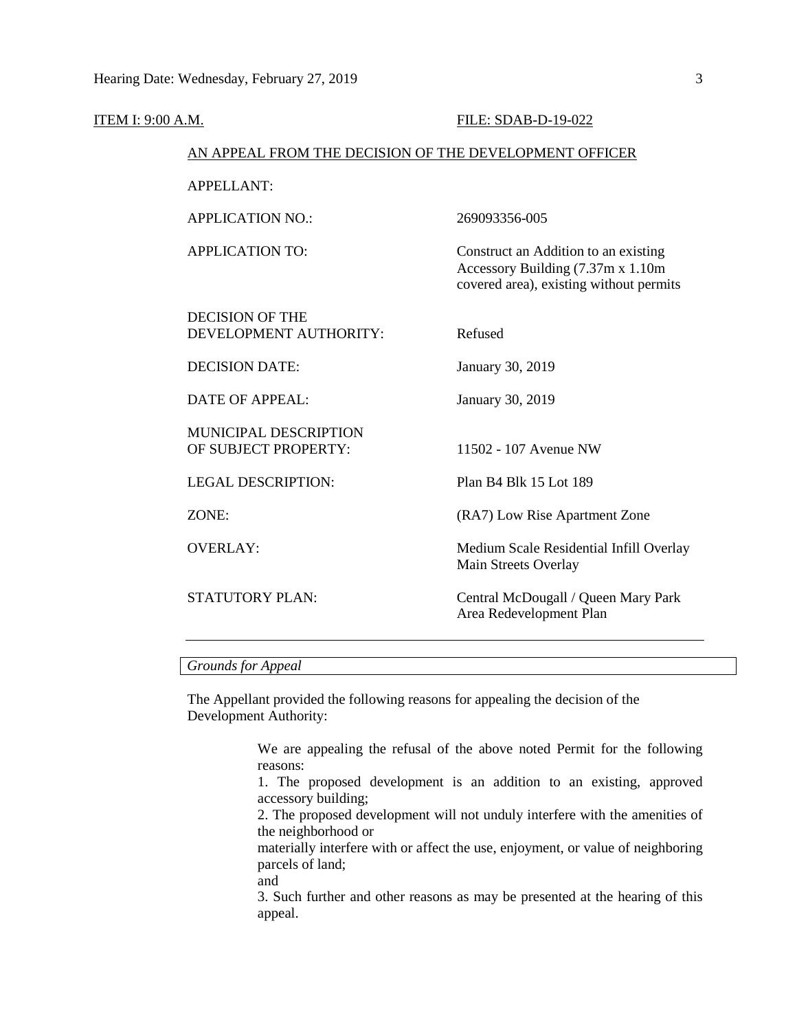ITEM I: 9:00 A.M. FILE: SDAB-D-19-022

AN APPEAL FROM THE DECISION OF THE DEVELOPMENT OFFICER

| | |
|---|---|
| APPELLANT: | |
| APPLICATION NO.: | 269093356-005 |
| APPLICATION TO: | Construct an Addition to an existing Accessory Building (7.37m x 1.10m covered area), existing without permits |
| DECISION OF THE DEVELOPMENT AUTHORITY: | Refused |
| DECISION DATE: | January 30, 2019 |
| DATE OF APPEAL: | January 30, 2019 |
| MUNICIPAL DESCRIPTION OF SUBJECT PROPERTY: | 11502 - 107 Avenue NW |
| LEGAL DESCRIPTION: | Plan B4 Blk 15 Lot 189 |
| ZONE: | (RA7) Low Rise Apartment Zone |
| OVERLAY: | Medium Scale Residential Infill Overlay<br>Main Streets Overlay |
| STATUTORY PLAN: | Central McDougall / Queen Mary Park Area Redevelopment Plan |

---

*Grounds for Appeal*

The Appellant provided the following reasons for appealing the decision of the Development Authority:

> We are appealing the refusal of the above noted Permit for the following reasons:
> 1. The proposed development is an addition to an existing, approved accessory building;
> 2. The proposed development will not unduly interfere with the amenities of the neighborhood or
> materially interfere with or affect the use, enjoyment, or value of neighboring parcels of land;
> and
> 3. Such further and other reasons as may be presented at the hearing of this appeal.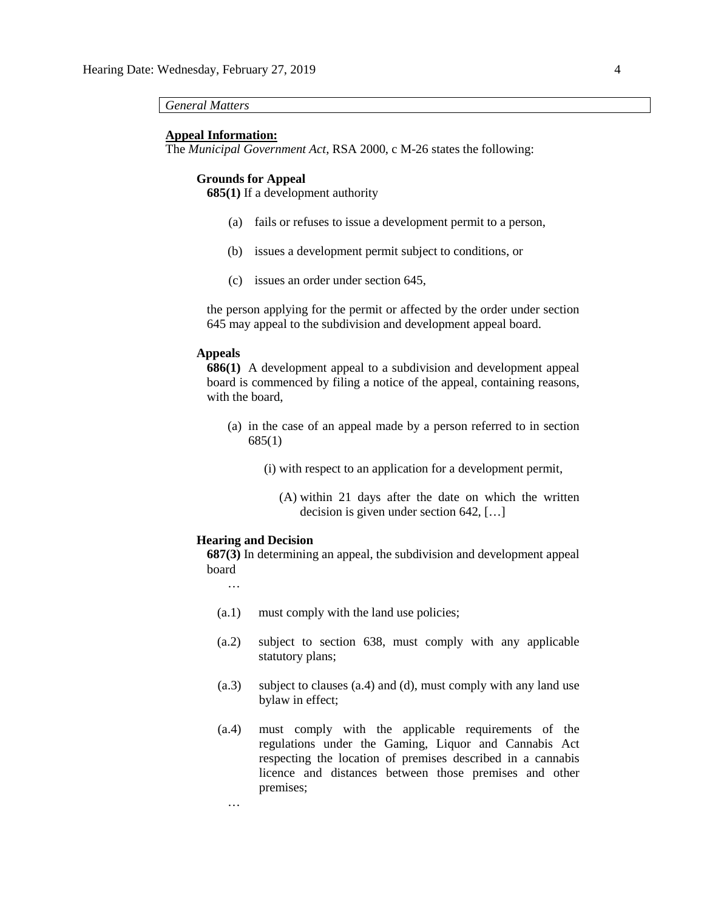*General Matters*

**Appeal Information:**

The *Municipal Government Act*, RSA 2000, c M-26 states the following:

**Grounds for Appeal**

**685(1)** If a development authority

(a) fails or refuses to issue a development permit to a person,

(b) issues a development permit subject to conditions, or

(c) issues an order under section 645,

the person applying for the permit or affected by the order under section 645 may appeal to the subdivision and development appeal board.

**Appeals**

**686(1)** A development appeal to a subdivision and development appeal board is commenced by filing a notice of the appeal, containing reasons, with the board,

(a) in the case of an appeal made by a person referred to in section 685(1)

(i) with respect to an application for a development permit,

(A) within 21 days after the date on which the written decision is given under section 642, […]

**Hearing and Decision**

**687(3)** In determining an appeal, the subdivision and development appeal board

…

(a.1) must comply with the land use policies;

(a.2) subject to section 638, must comply with any applicable statutory plans;

(a.3) subject to clauses (a.4) and (d), must comply with any land use bylaw in effect;

(a.4) must comply with the applicable requirements of the regulations under the Gaming, Liquor and Cannabis Act respecting the location of premises described in a cannabis licence and distances between those premises and other premises;

…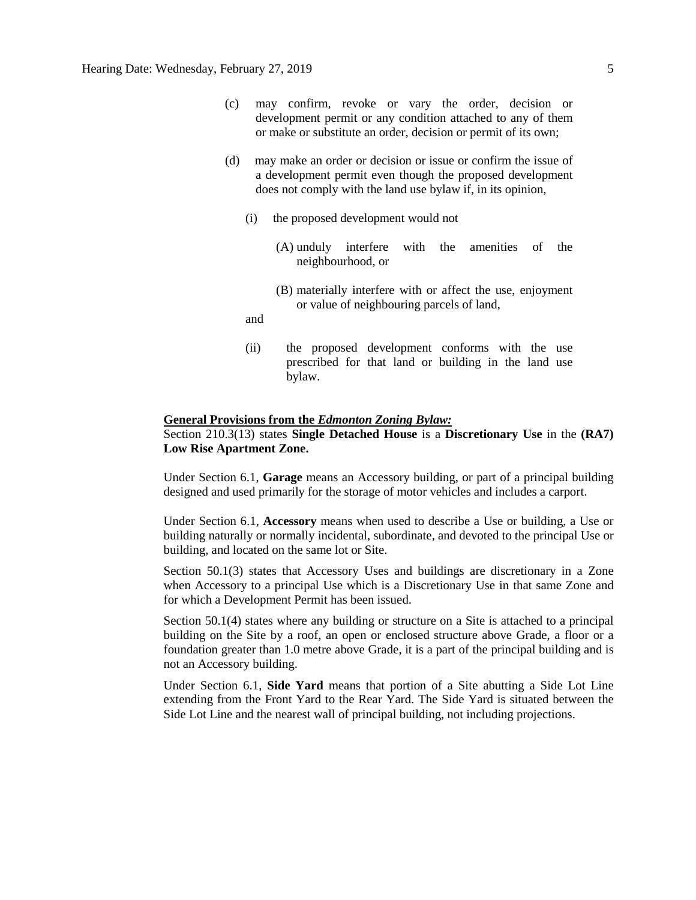(c) may confirm, revoke or vary the order, decision or development permit or any condition attached to any of them or make or substitute an order, decision or permit of its own;

(d) may make an order or decision or issue or confirm the issue of a development permit even though the proposed development does not comply with the land use bylaw if, in its opinion,

   (i) the proposed development would not

      (A) unduly interfere with the amenities of the neighbourhood, or

      (B) materially interfere with or affect the use, enjoyment or value of neighbouring parcels of land,

   and

   (ii) the proposed development conforms with the use prescribed for that land or building in the land use bylaw.

**General Provisions from the *Edmonton Zoning Bylaw:***

Section 210.3(13) states **Single Detached House** is a **Discretionary Use** in the **(RA7) Low Rise Apartment Zone.**

Under Section 6.1, **Garage** means an Accessory building, or part of a principal building designed and used primarily for the storage of motor vehicles and includes a carport.

Under Section 6.1, **Accessory** means when used to describe a Use or building, a Use or building naturally or normally incidental, subordinate, and devoted to the principal Use or building, and located on the same lot or Site.

Section 50.1(3) states that Accessory Uses and buildings are discretionary in a Zone when Accessory to a principal Use which is a Discretionary Use in that same Zone and for which a Development Permit has been issued.

Section 50.1(4) states where any building or structure on a Site is attached to a principal building on the Site by a roof, an open or enclosed structure above Grade, a floor or a foundation greater than 1.0 metre above Grade, it is a part of the principal building and is not an Accessory building.

Under Section 6.1, **Side Yard** means that portion of a Site abutting a Side Lot Line extending from the Front Yard to the Rear Yard. The Side Yard is situated between the Side Lot Line and the nearest wall of principal building, not including projections.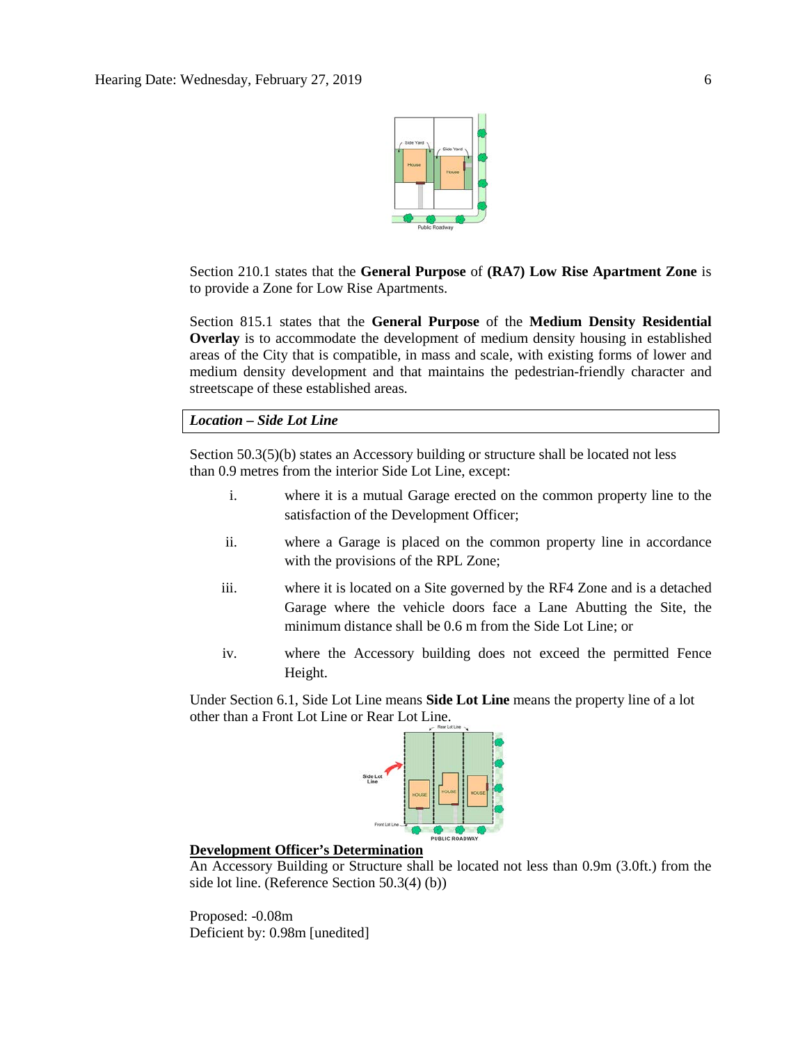Section 210.1 states that the **General Purpose** of **(RA7) Low Rise Apartment Zone** is to provide a Zone for Low Rise Apartments.

Section 815.1 states that the **General Purpose** of the **Medium Density Residential Overlay** is to accommodate the development of medium density housing in established areas of the City that is compatible, in mass and scale, with existing forms of lower and medium density development and that maintains the pedestrian-friendly character and streetscape of these established areas.

***Location – Side Lot Line***

Section 50.3(5)(b) states an Accessory building or structure shall be located not less than 0.9 metres from the interior Side Lot Line, except:

i. where it is a mutual Garage erected on the common property line to the satisfaction of the Development Officer;

ii. where a Garage is placed on the common property line in accordance with the provisions of the RPL Zone;

iii. where it is located on a Site governed by the RF4 Zone and is a detached Garage where the vehicle doors face a Lane Abutting the Site, the minimum distance shall be 0.6 m from the Side Lot Line; or

iv. where the Accessory building does not exceed the permitted Fence Height.

Under Section 6.1, Side Lot Line means **Side Lot Line** means the property line of a lot other than a Front Lot Line or Rear Lot Line.

**<u>Development Officer's Determination</u>**

An Accessory Building or Structure shall be located not less than 0.9m (3.0ft.) from the side lot line. (Reference Section 50.3(4) (b))

Proposed: -0.08m
Deficient by: 0.98m [unedited]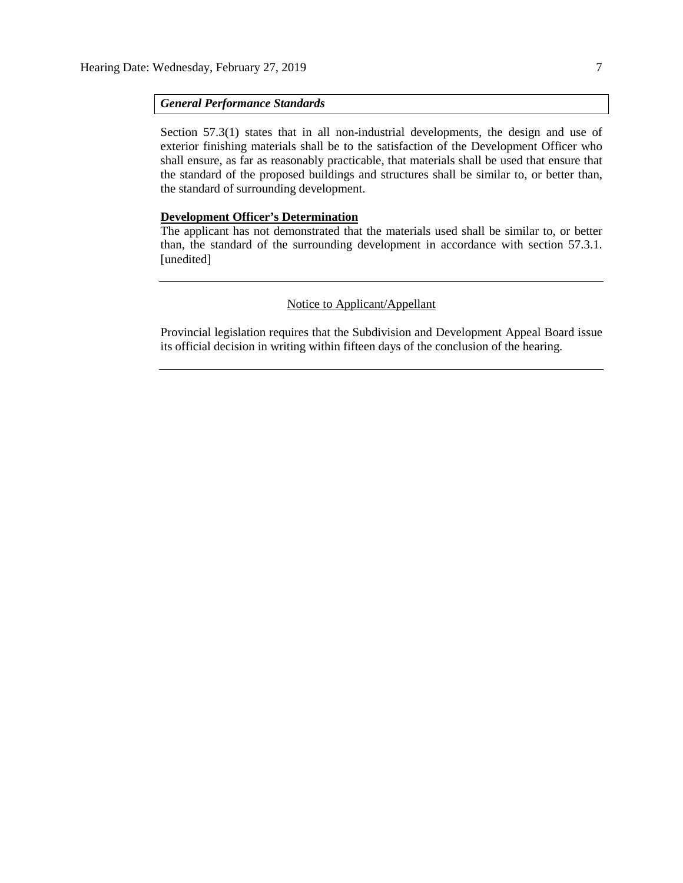*General Performance Standards*

Section 57.3(1) states that in all non-industrial developments, the design and use of exterior finishing materials shall be to the satisfaction of the Development Officer who shall ensure, as far as reasonably practicable, that materials shall be used that ensure that the standard of the proposed buildings and structures shall be similar to, or better than, the standard of surrounding development.

**Development Officer's Determination**

The applicant has not demonstrated that the materials used shall be similar to, or better than, the standard of the surrounding development in accordance with section 57.3.1. [unedited]

---

Notice to Applicant/Appellant

Provincial legislation requires that the Subdivision and Development Appeal Board issue its official decision in writing within fifteen days of the conclusion of the hearing.

---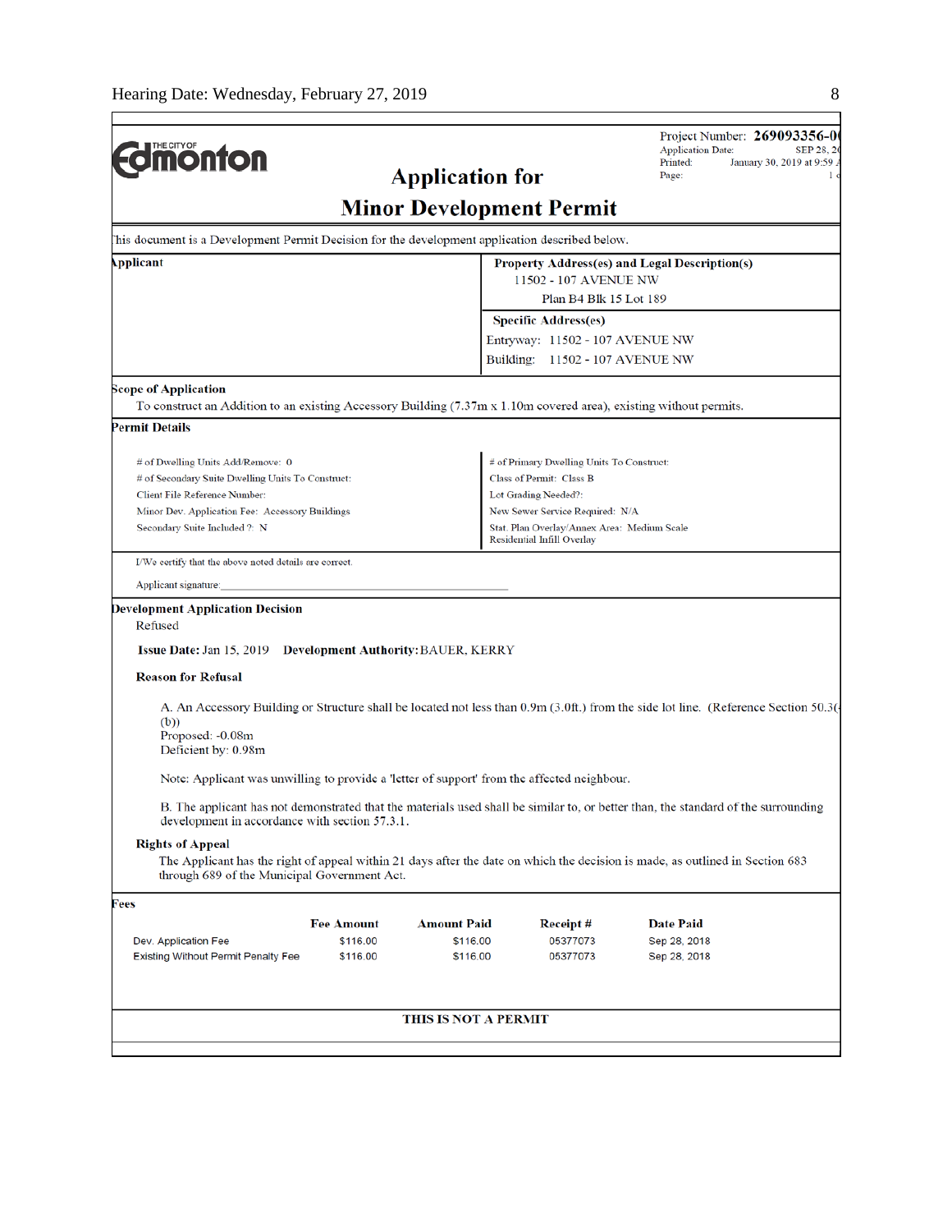Project Number: **269093356-0(**
Application Date: SEP 28, 2(
Printed: January 30, 2019 at 9:59 A
Page: 1 o

THE CITY OF **Edmonton**

# Application for

# Minor Development Permit

his document is a Development Permit Decision for the development application described below.

**Applicant**

**Property Address(es) and Legal Description(s)**
11502 - 107 AVENUE NW
Plan B4 Blk 15 Lot 189

**Specific Address(es)**
Entryway: 11502 - 107 AVENUE NW
Building: 11502 - 107 AVENUE NW

**Scope of Application**

To construct an Addition to an existing Accessory Building (7.37m x 1.10m covered area), existing without permits.

**Permit Details**

# of Dwelling Units Add/Remove: 0
# of Secondary Suite Dwelling Units To Construct:
Client File Reference Number:
Minor Dev. Application Fee: Accessory Buildings
Secondary Suite Included ?: N

# of Primary Dwelling Units To Construct:
Class of Permit: Class B
Lot Grading Needed?:
New Sewer Service Required: N/A
Stat. Plan Overlay/Annex Area: Medium Scale Residential Infill Overlay

I/We certify that the above noted details are correct.

Applicant signature:

**Development Application Decision**

Refused

**Issue Date:** Jan 15, 2019 **Development Authority:** BAUER, KERRY

**Reason for Refusal**

A. An Accessory Building or Structure shall be located not less than 0.9m (3.0ft.) from the side lot line. (Reference Section 50.3(
(b))
Proposed: -0.08m
Deficient by: 0.98m

Note: Applicant was unwilling to provide a 'letter of support' from the affected neighbour.

B. The applicant has not demonstrated that the materials used shall be similar to, or better than, the standard of the surrounding development in accordance with section 57.3.1.

**Rights of Appeal**

The Applicant has the right of appeal within 21 days after the date on which the decision is made, as outlined in Section 683 through 689 of the Municipal Government Act.

**Fees**

| | Fee Amount | Amount Paid | Receipt # | Date Paid |
|---|---|---|---|---|
| Dev. Application Fee | $116.00 | $116.00 | 05377073 | Sep 28, 2018 |
| Existing Without Permit Penalty Fee | $116.00 | $116.00 | 05377073 | Sep 28, 2018 |

**THIS IS NOT A PERMIT**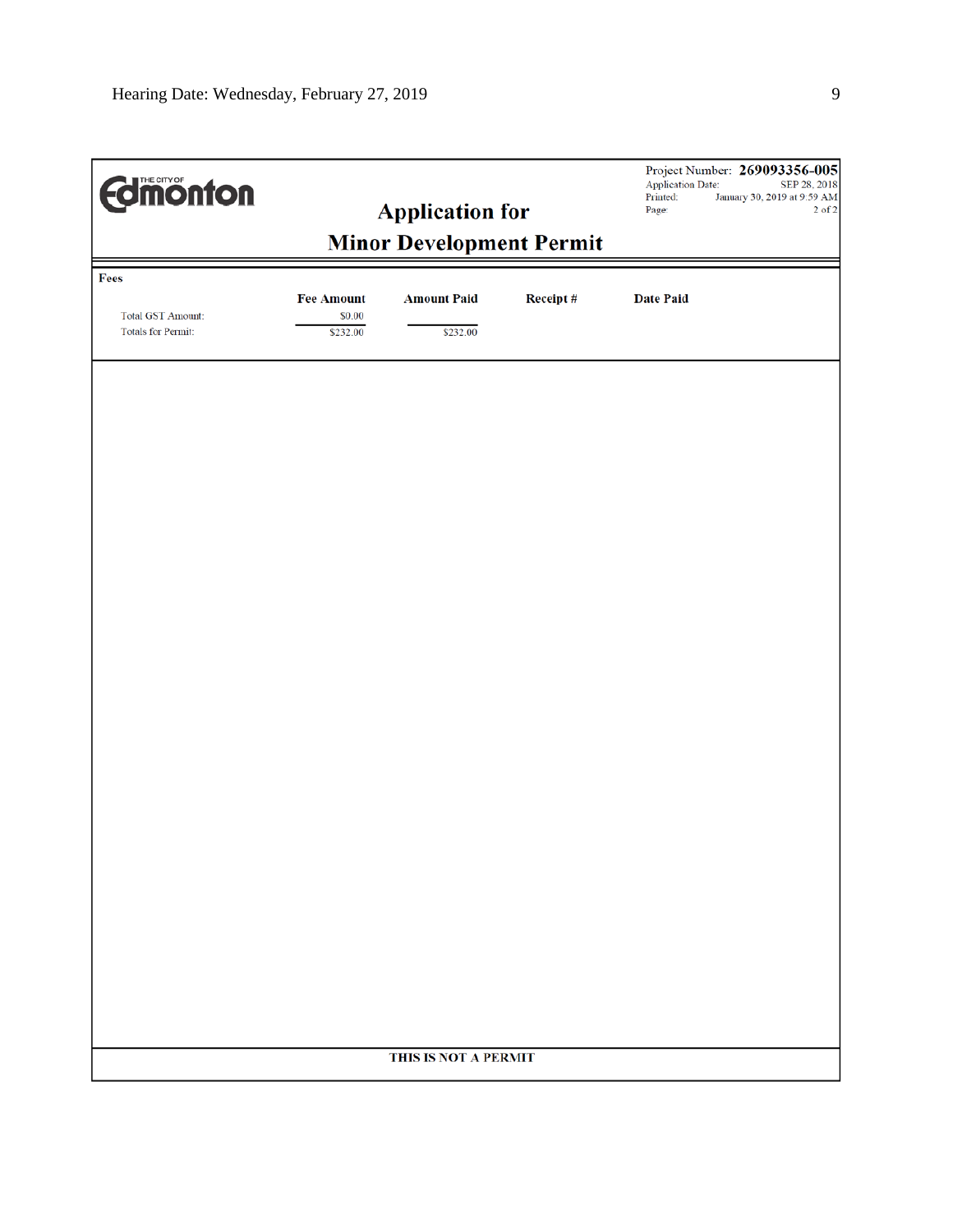THE CITY OF Edmonton

# Application for Minor Development Permit

Project Number: **269093356-005**
Application Date: SEP 28, 2018
Printed: January 30, 2019 at 9:59 AM
Page: 2 of 2

**Fees**

| | Fee Amount | Amount Paid | Receipt # | Date Paid |
|---|---|---|---|---|
| Total GST Amount: | $0.00 | | | |
| Totals for Permit: | $232.00 | $232.00 | | |

**THIS IS NOT A PERMIT**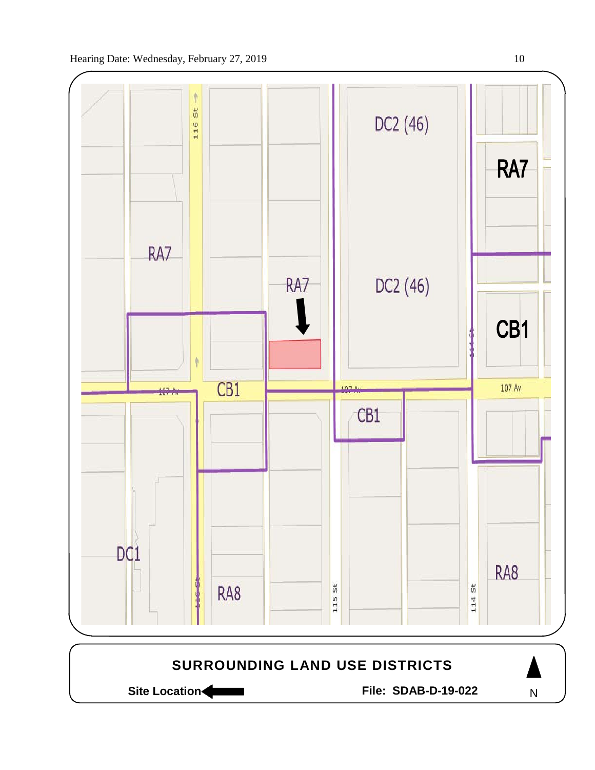RA7

RA7

DC2 (46)

DC2 (46)

RA7

CB1

116 St

107 Av

CB1

107 Av

CB1

107 Av

114 St

DC1

RA8

115 St

114 St

RA8

116 St

**SURROUNDING LAND USE DISTRICTS**

**Site Location** ←

**File: SDAB-D-19-022**

N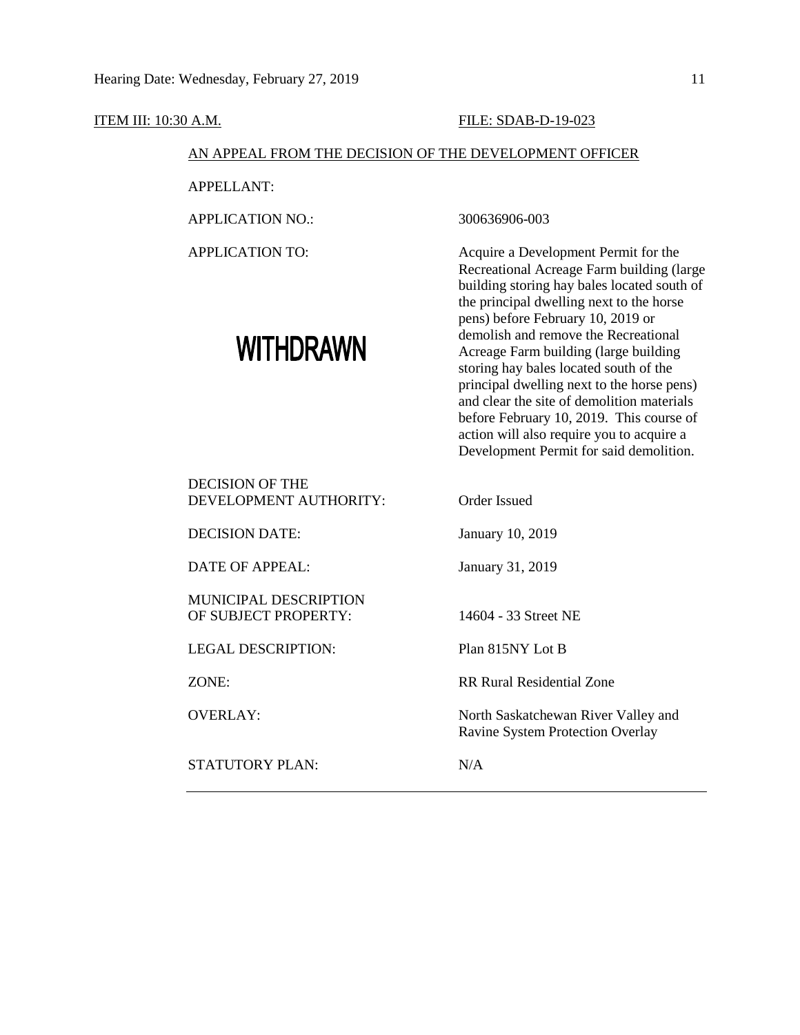ITEM III: 10:30 A.M. FILE: SDAB-D-19-023

AN APPEAL FROM THE DECISION OF THE DEVELOPMENT OFFICER

| | |
|---|---|
| APPELLANT: | |
| APPLICATION NO.: | 300636906-003 |
| APPLICATION TO: | Acquire a Development Permit for the Recreational Acreage Farm building (large building storing hay bales located south of the principal dwelling next to the horse pens) before February 10, 2019 or demolish and remove the Recreational Acreage Farm building (large building storing hay bales located south of the principal dwelling next to the horse pens) and clear the site of demolition materials before February 10, 2019. This course of action will also require you to acquire a Development Permit for said demolition. |
| DECISION OF THE DEVELOPMENT AUTHORITY: | Order Issued |
| DECISION DATE: | January 10, 2019 |
| DATE OF APPEAL: | January 31, 2019 |
| MUNICIPAL DESCRIPTION OF SUBJECT PROPERTY: | 14604 - 33 Street NE |
| LEGAL DESCRIPTION: | Plan 815NY Lot B |
| ZONE: | RR Rural Residential Zone |
| OVERLAY: | North Saskatchewan River Valley and Ravine System Protection Overlay |
| STATUTORY PLAN: | N/A |

**WITHDRAWN**

---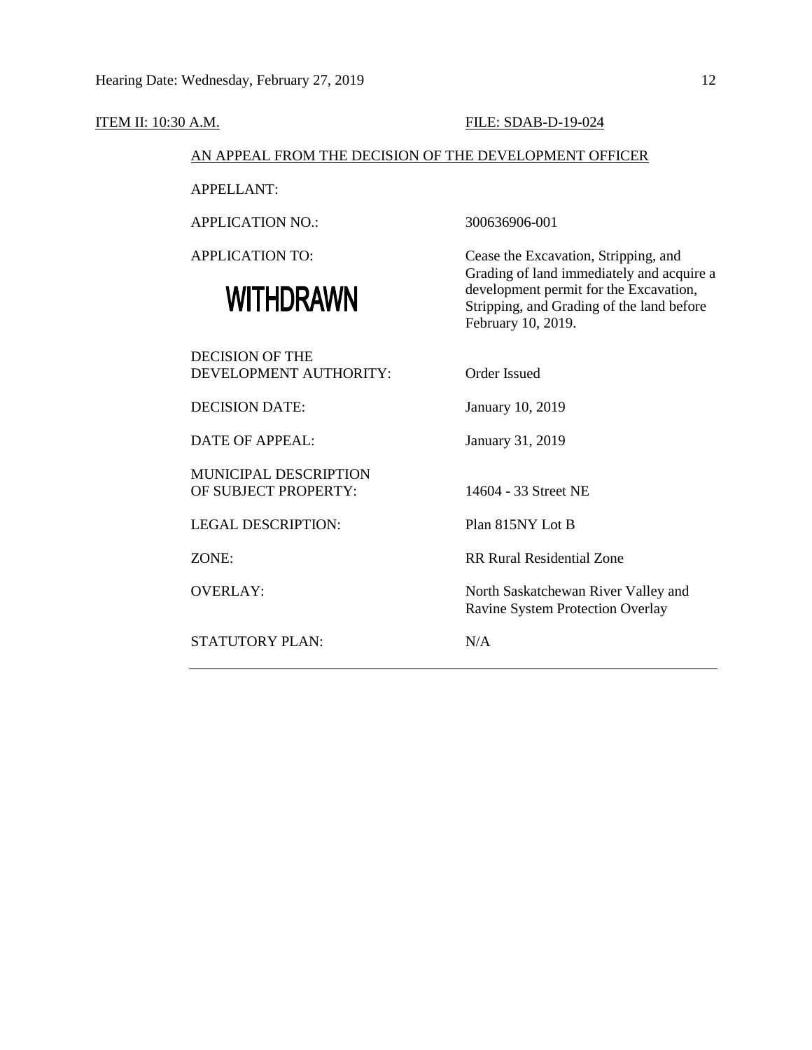ITEM II: 10:30 A.M. FILE: SDAB-D-19-024

AN APPEAL FROM THE DECISION OF THE DEVELOPMENT OFFICER

| | |
|---|---|
| APPELLANT: | |
| APPLICATION NO.: | 300636906-001 |
| APPLICATION TO: | Cease the Excavation, Stripping, and Grading of land immediately and acquire a development permit for the Excavation, Stripping, and Grading of the land before February 10, 2019. |
| DECISION OF THE DEVELOPMENT AUTHORITY: | Order Issued |
| DECISION DATE: | January 10, 2019 |
| DATE OF APPEAL: | January 31, 2019 |
| MUNICIPAL DESCRIPTION OF SUBJECT PROPERTY: | 14604 - 33 Street NE |
| LEGAL DESCRIPTION: | Plan 815NY Lot B |
| ZONE: | RR Rural Residential Zone |
| OVERLAY: | North Saskatchewan River Valley and Ravine System Protection Overlay |
| STATUTORY PLAN: | N/A |

**WITHDRAWN**